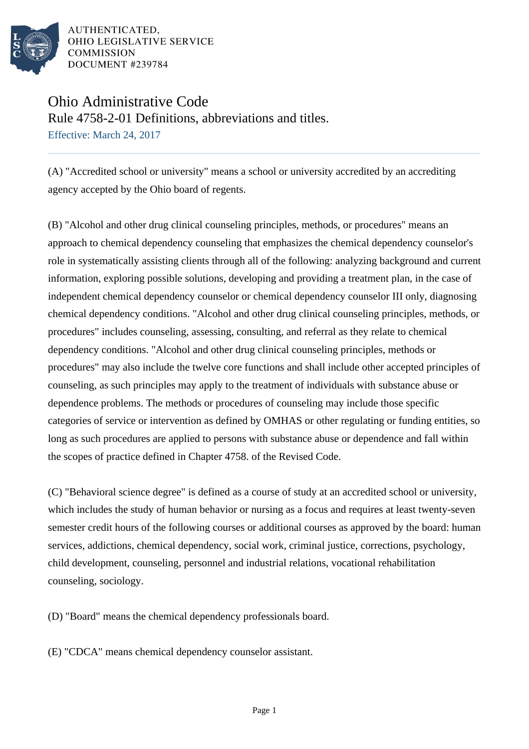AUTHENTICATED,
OHIO LEGISLATIVE SERVICE
COMMISSION
DOCUMENT #239784

# Ohio Administrative Code

## Rule 4758-2-01 Definitions, abbreviations and titles.

Effective: March 24, 2017

(A) "Accredited school or university" means a school or university accredited by an accrediting agency accepted by the Ohio board of regents.

(B) "Alcohol and other drug clinical counseling principles, methods, or procedures" means an approach to chemical dependency counseling that emphasizes the chemical dependency counselor's role in systematically assisting clients through all of the following: analyzing background and current information, exploring possible solutions, developing and providing a treatment plan, in the case of independent chemical dependency counselor or chemical dependency counselor III only, diagnosing chemical dependency conditions. "Alcohol and other drug clinical counseling principles, methods, or procedures" includes counseling, assessing, consulting, and referral as they relate to chemical dependency conditions. "Alcohol and other drug clinical counseling principles, methods or procedures" may also include the twelve core functions and shall include other accepted principles of counseling, as such principles may apply to the treatment of individuals with substance abuse or dependence problems. The methods or procedures of counseling may include those specific categories of service or intervention as defined by OMHAS or other regulating or funding entities, so long as such procedures are applied to persons with substance abuse or dependence and fall within the scopes of practice defined in Chapter 4758. of the Revised Code.

(C) "Behavioral science degree" is defined as a course of study at an accredited school or university, which includes the study of human behavior or nursing as a focus and requires at least twenty-seven semester credit hours of the following courses or additional courses as approved by the board: human services, addictions, chemical dependency, social work, criminal justice, corrections, psychology, child development, counseling, personnel and industrial relations, vocational rehabilitation counseling, sociology.

(D) "Board" means the chemical dependency professionals board.

(E) "CDCA" means chemical dependency counselor assistant.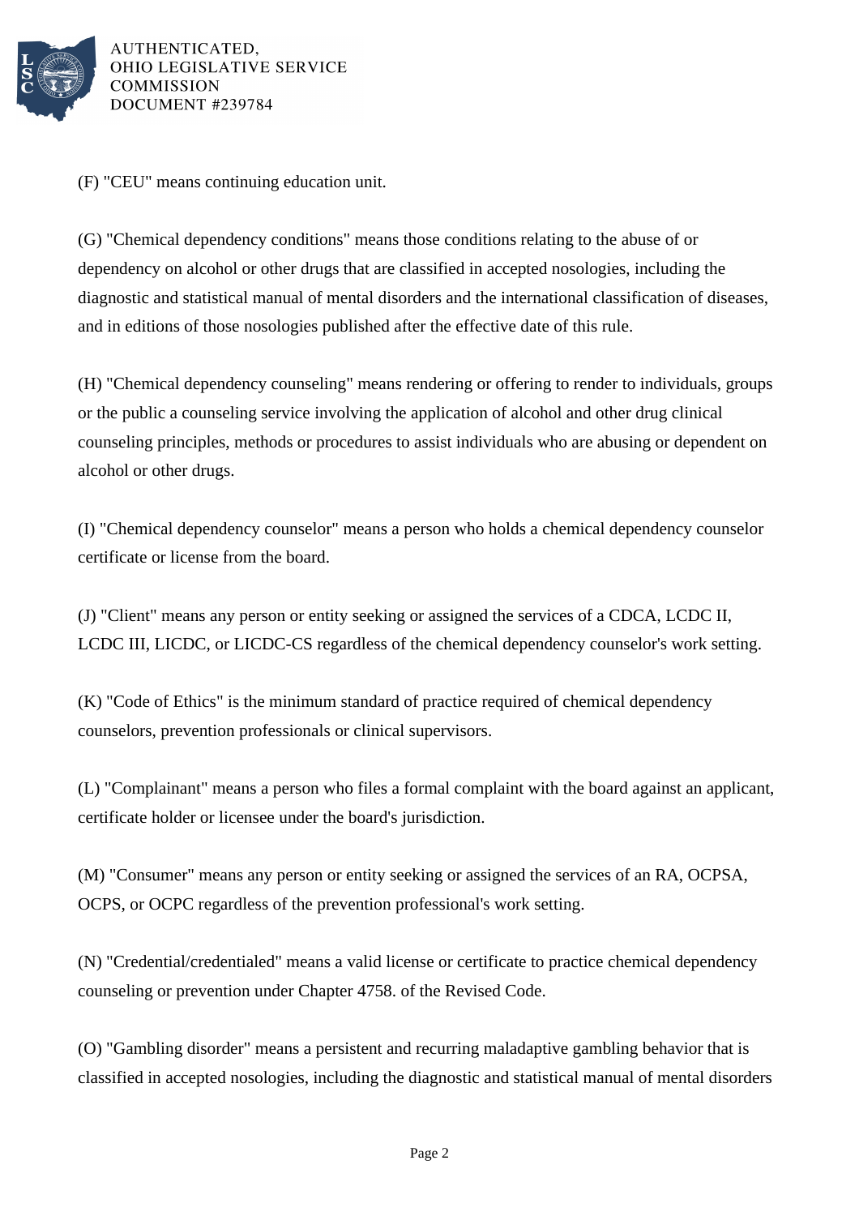(F) "CEU" means continuing education unit.

(G) "Chemical dependency conditions" means those conditions relating to the abuse of or dependency on alcohol or other drugs that are classified in accepted nosologies, including the diagnostic and statistical manual of mental disorders and the international classification of diseases, and in editions of those nosologies published after the effective date of this rule.

(H) "Chemical dependency counseling" means rendering or offering to render to individuals, groups or the public a counseling service involving the application of alcohol and other drug clinical counseling principles, methods or procedures to assist individuals who are abusing or dependent on alcohol or other drugs.

(I) "Chemical dependency counselor" means a person who holds a chemical dependency counselor certificate or license from the board.

(J) "Client" means any person or entity seeking or assigned the services of a CDCA, LCDC II, LCDC III, LICDC, or LICDC-CS regardless of the chemical dependency counselor's work setting.

(K) "Code of Ethics" is the minimum standard of practice required of chemical dependency counselors, prevention professionals or clinical supervisors.

(L) "Complainant" means a person who files a formal complaint with the board against an applicant, certificate holder or licensee under the board's jurisdiction.

(M) "Consumer" means any person or entity seeking or assigned the services of an RA, OCPSA, OCPS, or OCPC regardless of the prevention professional's work setting.

(N) "Credential/credentialed" means a valid license or certificate to practice chemical dependency counseling or prevention under Chapter 4758. of the Revised Code.

(O) "Gambling disorder" means a persistent and recurring maladaptive gambling behavior that is classified in accepted nosologies, including the diagnostic and statistical manual of mental disorders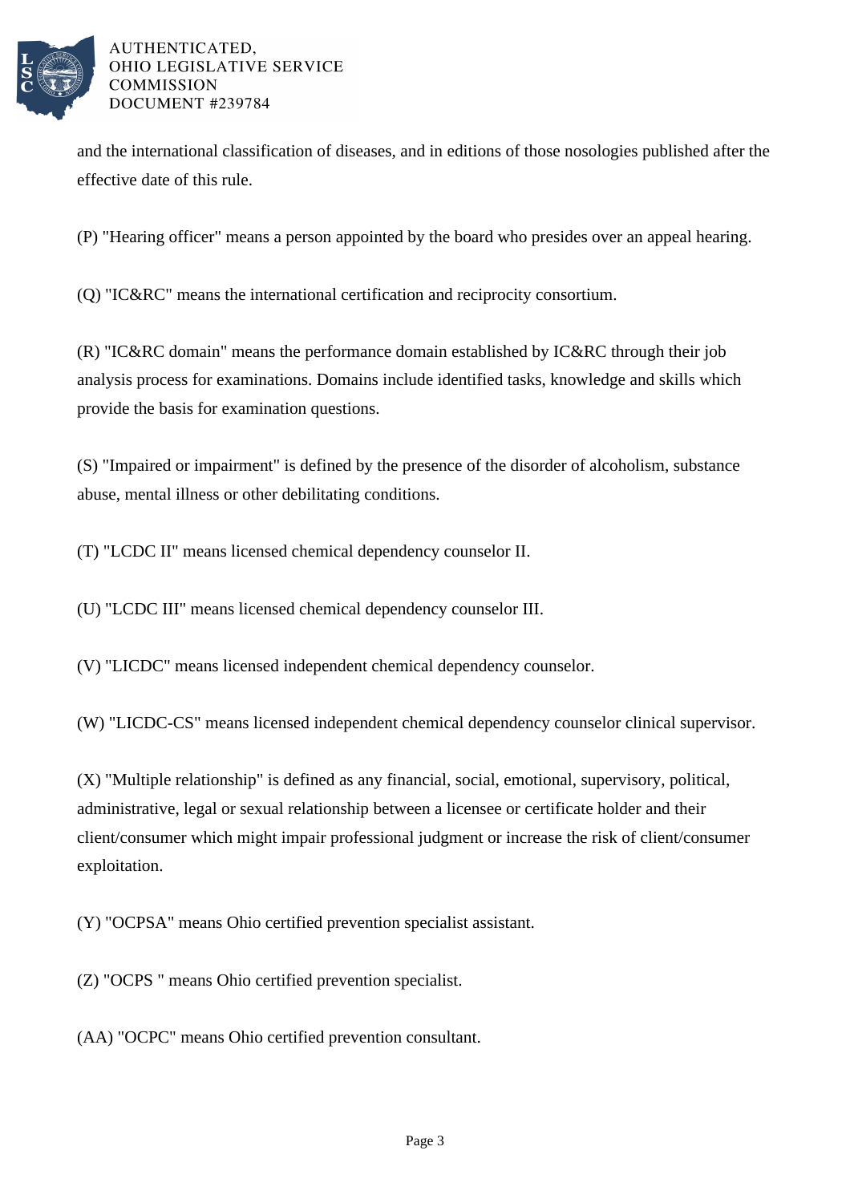and the international classification of diseases, and in editions of those nosologies published after the effective date of this rule.

(P) "Hearing officer" means a person appointed by the board who presides over an appeal hearing.

(Q) "IC&RC" means the international certification and reciprocity consortium.

(R) "IC&RC domain" means the performance domain established by IC&RC through their job analysis process for examinations. Domains include identified tasks, knowledge and skills which provide the basis for examination questions.

(S) "Impaired or impairment" is defined by the presence of the disorder of alcoholism, substance abuse, mental illness or other debilitating conditions.

(T) "LCDC II" means licensed chemical dependency counselor II.

(U) "LCDC III" means licensed chemical dependency counselor III.

(V) "LICDC" means licensed independent chemical dependency counselor.

(W) "LICDC-CS" means licensed independent chemical dependency counselor clinical supervisor.

(X) "Multiple relationship" is defined as any financial, social, emotional, supervisory, political, administrative, legal or sexual relationship between a licensee or certificate holder and their client/consumer which might impair professional judgment or increase the risk of client/consumer exploitation.

(Y) "OCPSA" means Ohio certified prevention specialist assistant.

(Z) "OCPS " means Ohio certified prevention specialist.

(AA) "OCPC" means Ohio certified prevention consultant.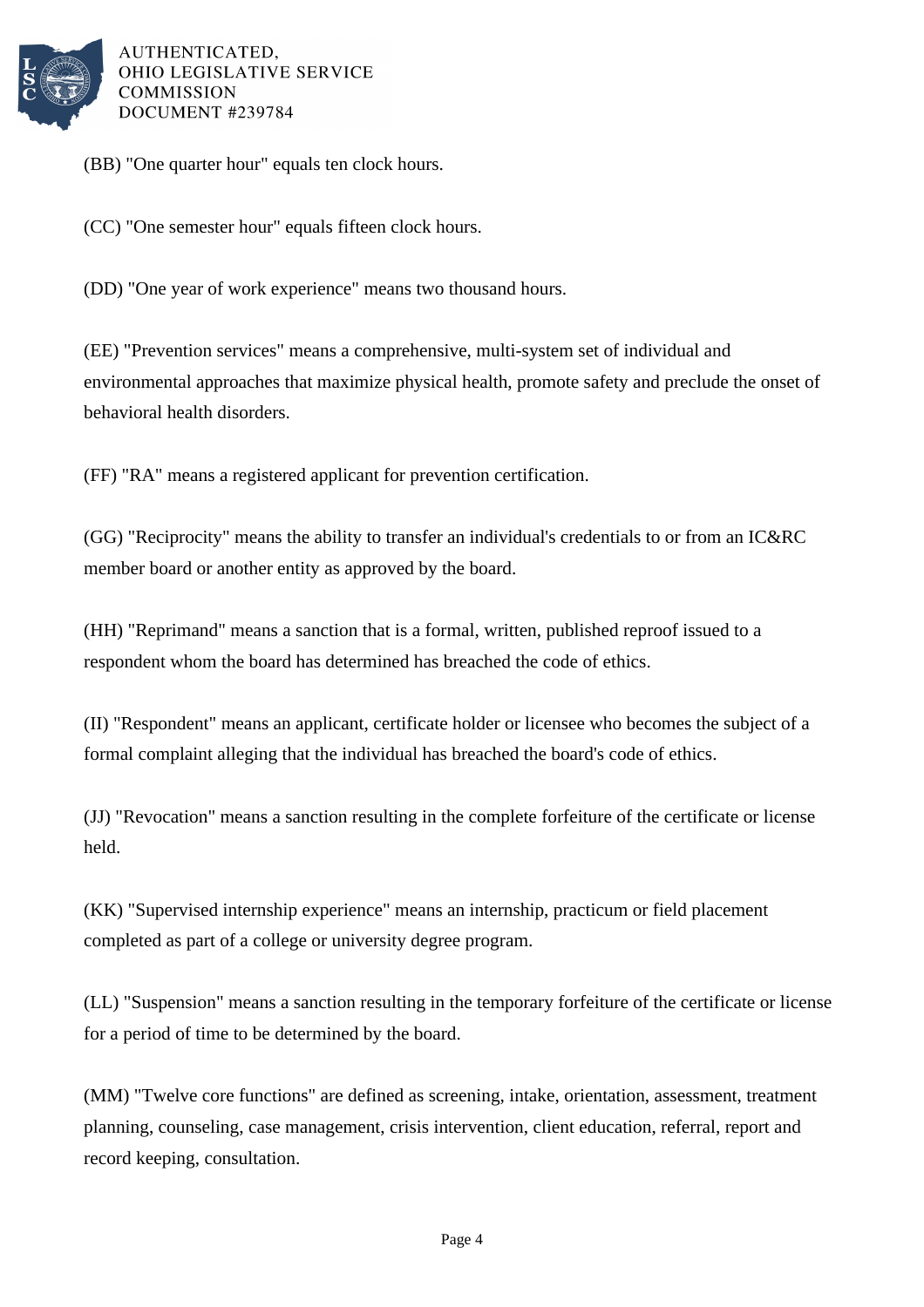(BB) "One quarter hour" equals ten clock hours.

(CC) "One semester hour" equals fifteen clock hours.

(DD) "One year of work experience" means two thousand hours.

(EE) "Prevention services" means a comprehensive, multi-system set of individual and environmental approaches that maximize physical health, promote safety and preclude the onset of behavioral health disorders.

(FF) "RA" means a registered applicant for prevention certification.

(GG) "Reciprocity" means the ability to transfer an individual's credentials to or from an IC&RC member board or another entity as approved by the board.

(HH) "Reprimand" means a sanction that is a formal, written, published reproof issued to a respondent whom the board has determined has breached the code of ethics.

(II) "Respondent" means an applicant, certificate holder or licensee who becomes the subject of a formal complaint alleging that the individual has breached the board's code of ethics.

(JJ) "Revocation" means a sanction resulting in the complete forfeiture of the certificate or license held.

(KK) "Supervised internship experience" means an internship, practicum or field placement completed as part of a college or university degree program.

(LL) "Suspension" means a sanction resulting in the temporary forfeiture of the certificate or license for a period of time to be determined by the board.

(MM) "Twelve core functions" are defined as screening, intake, orientation, assessment, treatment planning, counseling, case management, crisis intervention, client education, referral, report and record keeping, consultation.